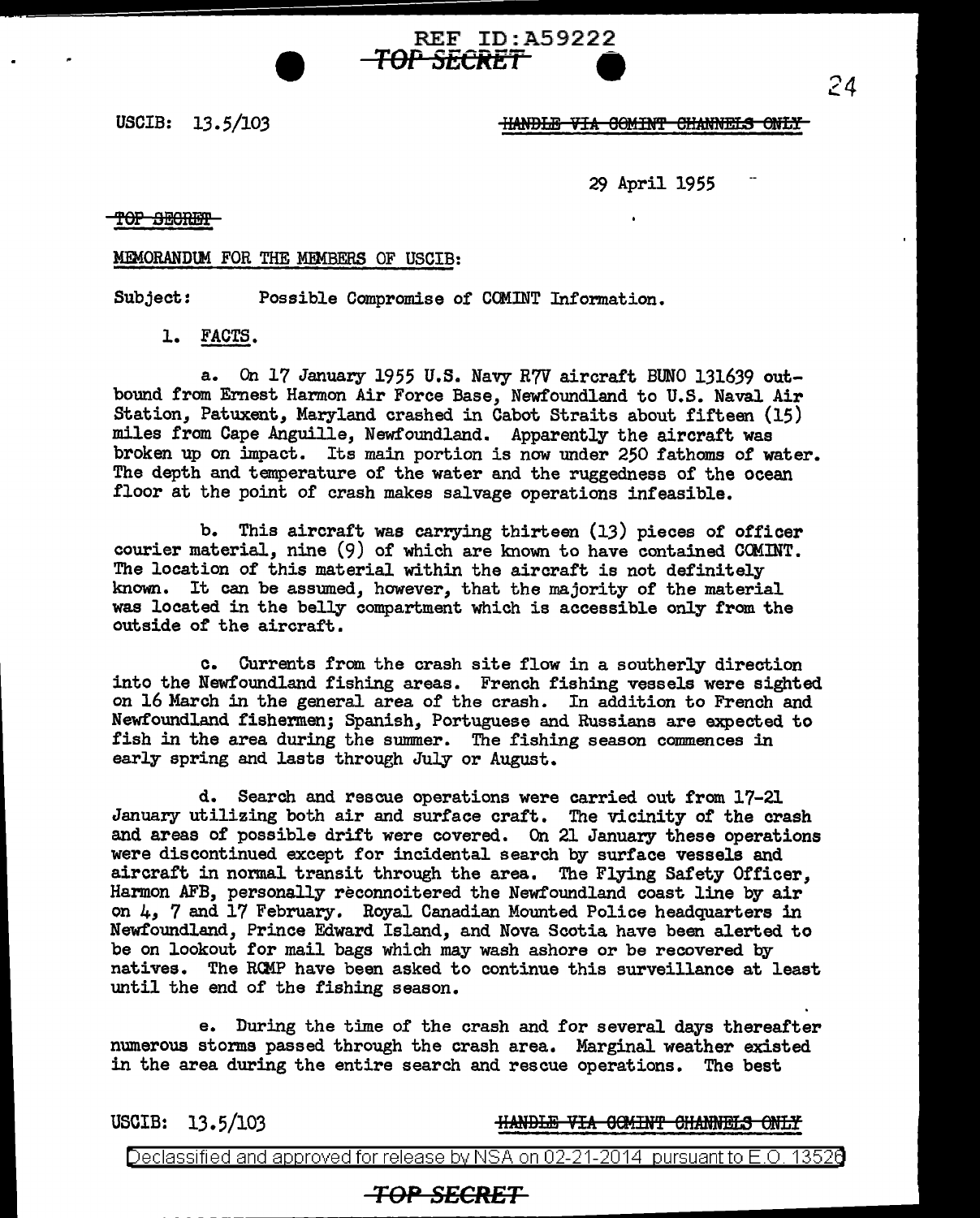USCIB: 13.5/103

29 April 1955

MEMORANDUM FOR THE MEMBERS OF USCIB:

Subject: Possible Compromise of COMINT Information.

1. FACTS.

a. On 17 January 1955 U.S. Navy R7V aircraft BUNO 131639 outbound from Ernest Harmon Air Force Base, Newfoundland to U.S. Naval Air Station, Patuxent, Maryland crashed in Cabot Straits about fifteen (15) miles from Cape Anguille, Newfoundland. Apparently the aircraft was broken up on impact. Its main portion is now under 250 fathoms of water. The depth and temperature of the water and the ruggedness of the ocean floor at the point of crash makes salvage operations infeasible.

b. This aircraft was carrying thirteen (13) pieces of officer courier material, nine (9) of which are known to have contained COMINT. The location of this material within the aircraft is not definitely known. It can be assumed, however, that the majority of the material was located in the belly compartment which is accessible only from the outside of the aircraft.

c. Currents from the crash site flow in a southerly direction into the Newfoundland fishing areas. French fishing vessels were sighted on 16 March in the general area of the crash. In addition to French and Newfoundland fishermen; Spanish, Portuguese and Russians are expected to fish in the area during the summer. The fishing season commences in early spring and lasts through July or August.

d. Search and rescue operations were carried out from 17-21 January utilizing both air and surface craft. The vicinity of the crash and areas of possible drift were covered. On 21 January these operations were discontinued except for incidental search by surface vessels and aircraft in normal transit through the area. The Flying Safety Officer, Harmon AFB, personally reconnoitered the Newfoundland coast line by air on 4, 7 and 17 February. Royal Canadian Mounted Police headquarters in Newfoundland, Prince Edward Island, and Nova Scotia have been alerted to be on lookout for mail bags which may wash ashore or be recovered by natives. The RCMP have been asked to continue this surveillance at least until the end of the fishing season.

e. During the time of the crash and for several days thereafter numerous storms passed through the crash area. Marginal weather existed in the area during the entire search and rescue operations. The best

USCIB: 13.5/103

Declassified and approved for release by NSA on 02-21-2014 pursuant to E.O. 13526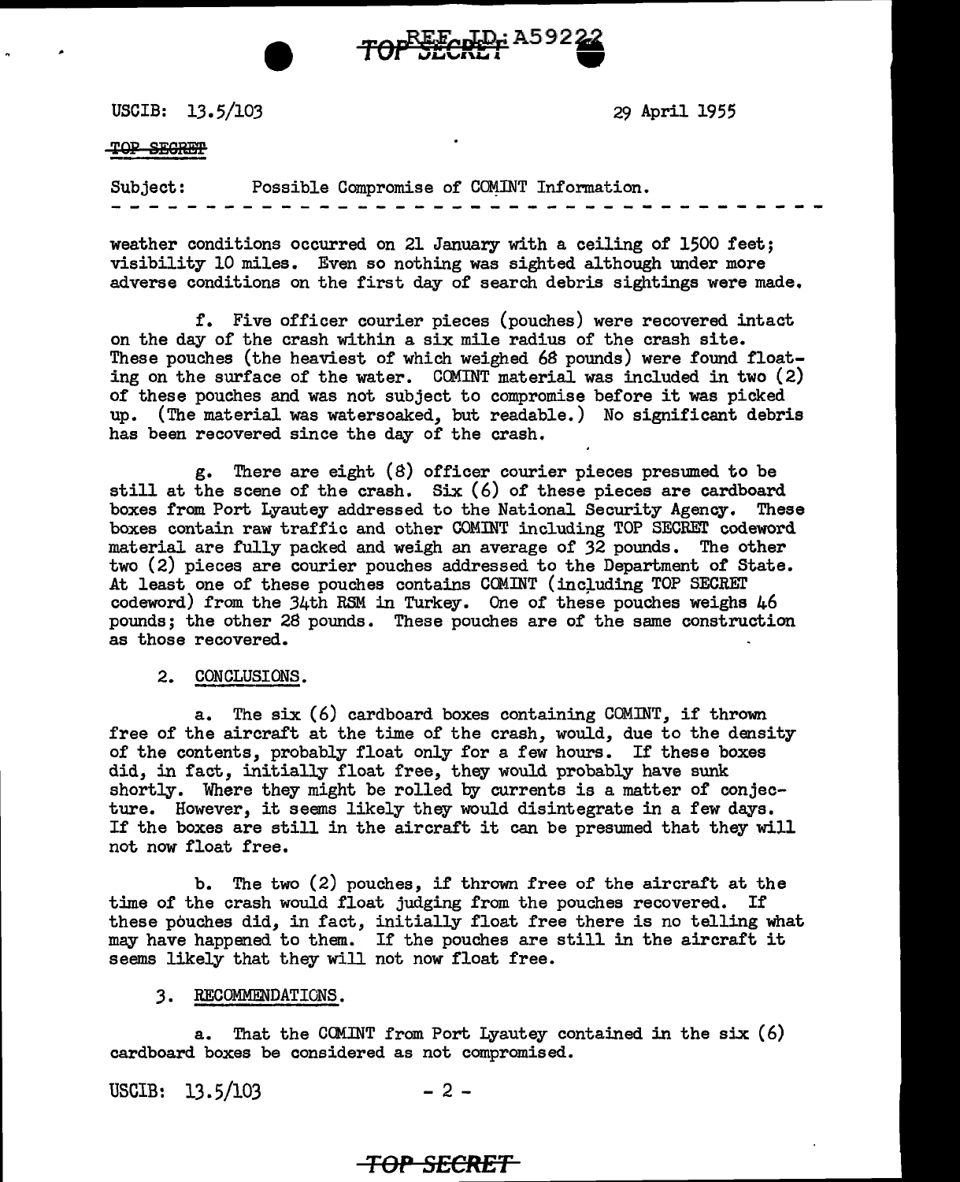USCIB: 13.5/103

29 April 1955

~~TOP SECRET~~

Subject: Possible Compromise of COMINT Information.

weather conditions occurred on 21 January with a ceiling of 1500 feet; visibility 10 miles. Even so nothing was sighted although under more adverse conditions on the first day of search debris sightings were made.

f. Five officer courier pieces (pouches) were recovered intact on the day of the crash within a six mile radius of the crash site. These pouches (the heaviest of which weighed 68 pounds) were found floating on the surface of the water. COMINT material was included in two (2) of these pouches and was not subject to compromise before it was picked up. (The material was watersoaked, but readable.) No significant debris has been recovered since the day of the crash.

g. There are eight (8) officer courier pieces presumed to be still at the scene of the crash. Six (6) of these pieces are cardboard boxes from Port Lyautey addressed to the National Security Agency. These boxes contain raw traffic and other COMINT including TOP SECRET codeword material are fully packed and weigh an average of 32 pounds. The other two (2) pieces are courier pouches addressed to the Department of State. At least one of these pouches contains COMINT (including TOP SECRET codeword) from the 34th RSM in Turkey. One of these pouches weighs 46 pounds; the other 28 pounds. These pouches are of the same construction as those recovered.

2. CONCLUSIONS.

a. The six (6) cardboard boxes containing COMINT, if thrown free of the aircraft at the time of the crash, would, due to the density of the contents, probably float only for a few hours. If these boxes did, in fact, initially float free, they would probably have sunk shortly. Where they might be rolled by currents is a matter of conjecture. However, it seems likely they would disintegrate in a few days. If the boxes are still in the aircraft it can be presumed that they will not now float free.

b. The two (2) pouches, if thrown free of the aircraft at the time of the crash would float judging from the pouches recovered. If these pouches did, in fact, initially float free there is no telling what may have happened to them. If the pouches are still in the aircraft it seems likely that they will not now float free.

3. RECOMMENDATIONS.

a. That the COMINT from Port Lyautey contained in the six (6) cardboard boxes be considered as not compromised.

USCIB: 13.5/103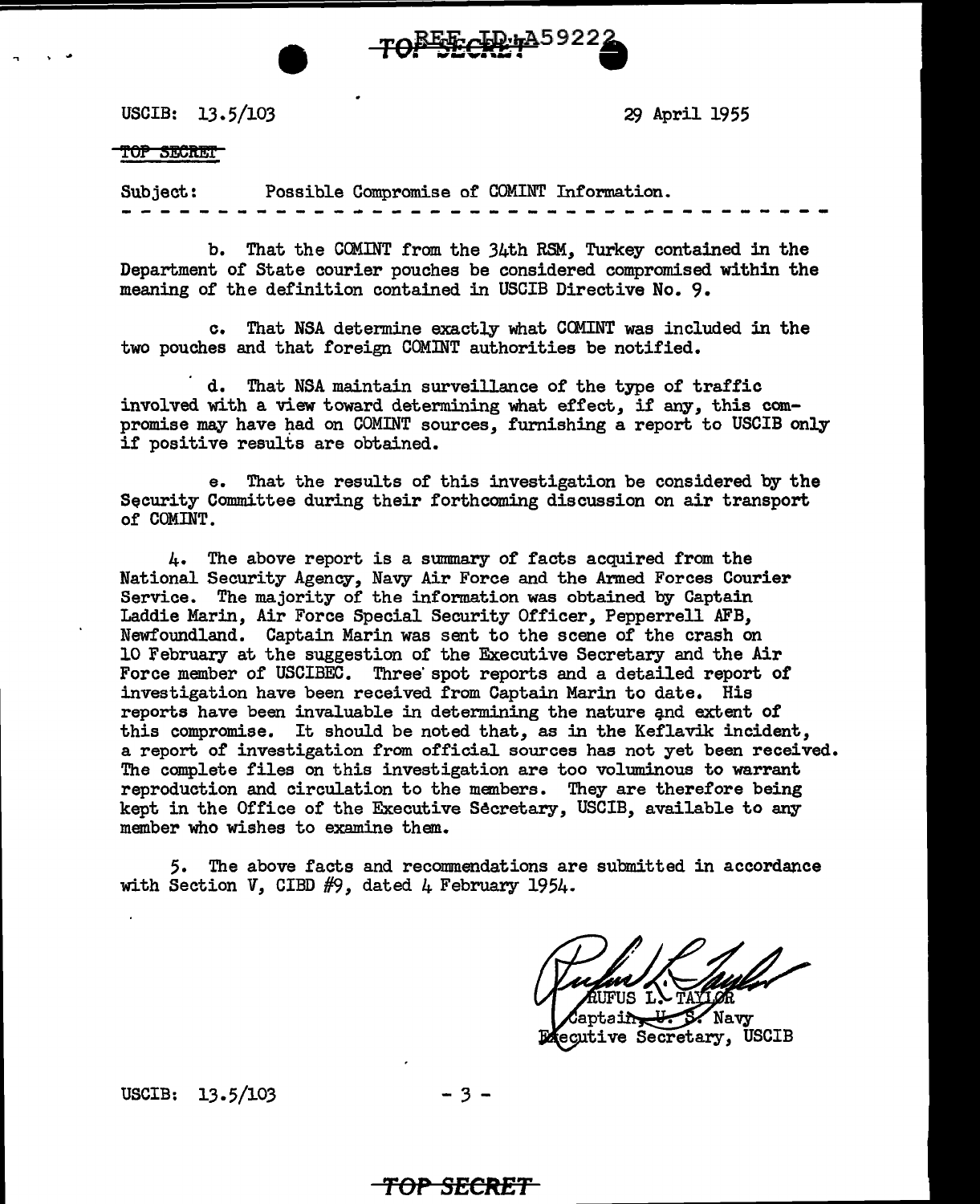USCIB: 13.5/103

29 April 1955

TOP SECRET

Subject: Possible Compromise of COMINT Information.

- - - - - - - - - - - - - - - - - - - - - - - - - - - - - - - - - - - - - -

b. That the COMINT from the 34th RSM, Turkey contained in the Department of State courier pouches be considered compromised within the meaning of the definition contained in USCIB Directive No. 9.

c. That NSA determine exactly what COMINT was included in the two pouches and that foreign COMINT authorities be notified.

d. That NSA maintain surveillance of the type of traffic involved with a view toward determining what effect, if any, this compromise may have had on COMINT sources, furnishing a report to USCIB only if positive results are obtained.

e. That the results of this investigation be considered by the Security Committee during their forthcoming discussion on air transport of COMINT.

4. The above report is a summary of facts acquired from the National Security Agency, Navy Air Force and the Armed Forces Courier Service. The majority of the information was obtained by Captain Laddie Marin, Air Force Special Security Officer, Pepperrell AFB, Newfoundland. Captain Marin was sent to the scene of the crash on 10 February at the suggestion of the Executive Secretary and the Air Force member of USCIBEC. Three spot reports and a detailed report of investigation have been received from Captain Marin to date. His reports have been invaluable in determining the nature and extent of this compromise. It should be noted that, as in the Keflavik incident, a report of investigation from official sources has not yet been received. The complete files on this investigation are too voluminous to warrant reproduction and circulation to the members. They are therefore being kept in the Office of the Executive Sêcretary, USCIB, available to any member who wishes to examine them.

5. The above facts and recommendations are submitted in accordance with Section V, CIBD #9, dated 4 February 1954.

RUFUS L. TAYLOR
Captain, U. S. Navy
Executive Secretary, USCIB

USCIB: 13.5/103

TOP SECRET